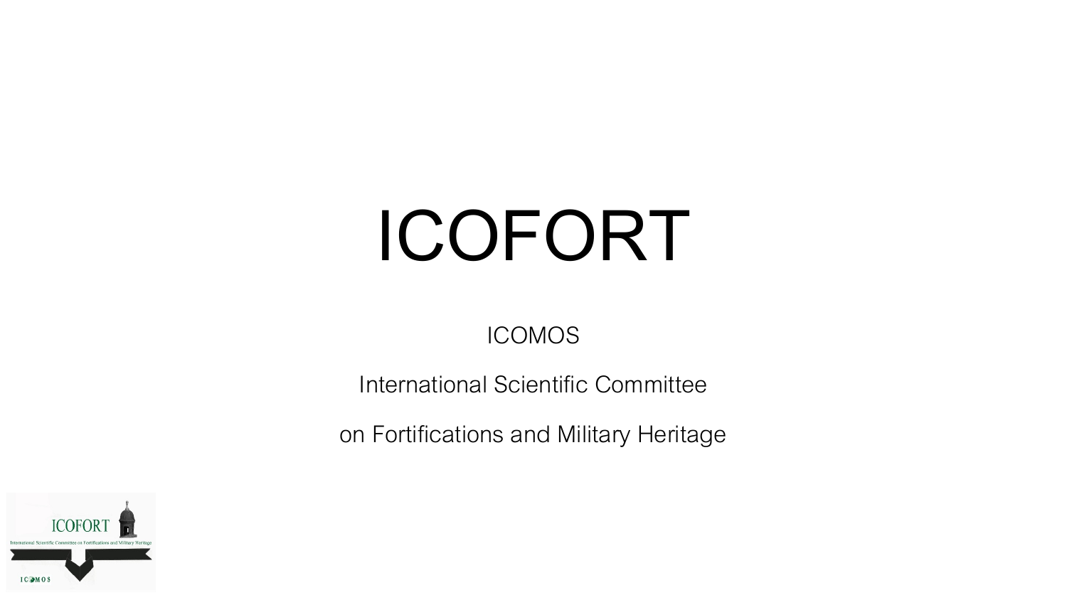# ICOFORT

ICOMOS

International Scientific Committee

on Fortifications and Military Heritage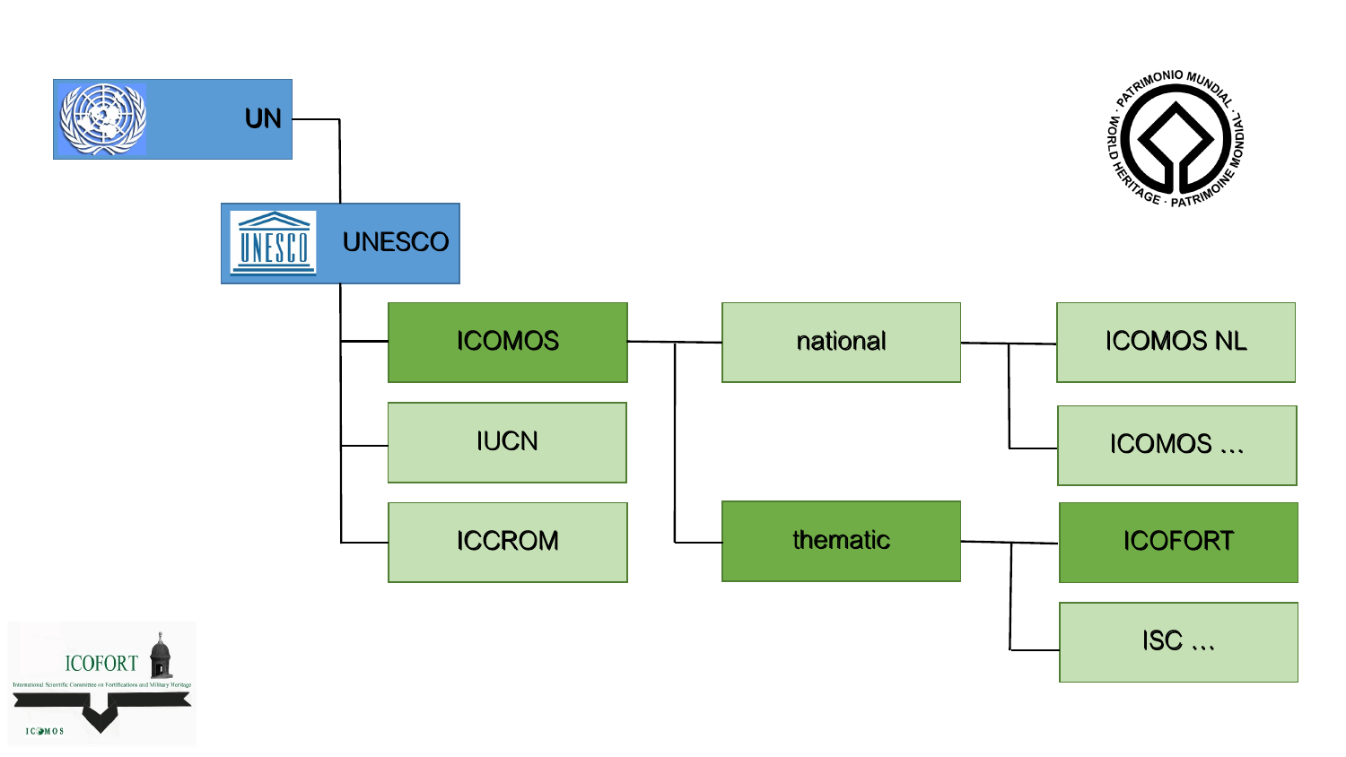UN

UNESCO

- ICOMOS
  - national
    - ICOMOS NL
    - ICOMOS …
  - thematic
    - ICOFORT
    - ISC …
- IUCN
- ICCROM

PATRIMONIO MUNDIAL · WORLD HERITAGE · PATRIMOINE MONDIAL

ICOFORT

International Scientific Committee on Fortifications and Military Heritage

ICOMOS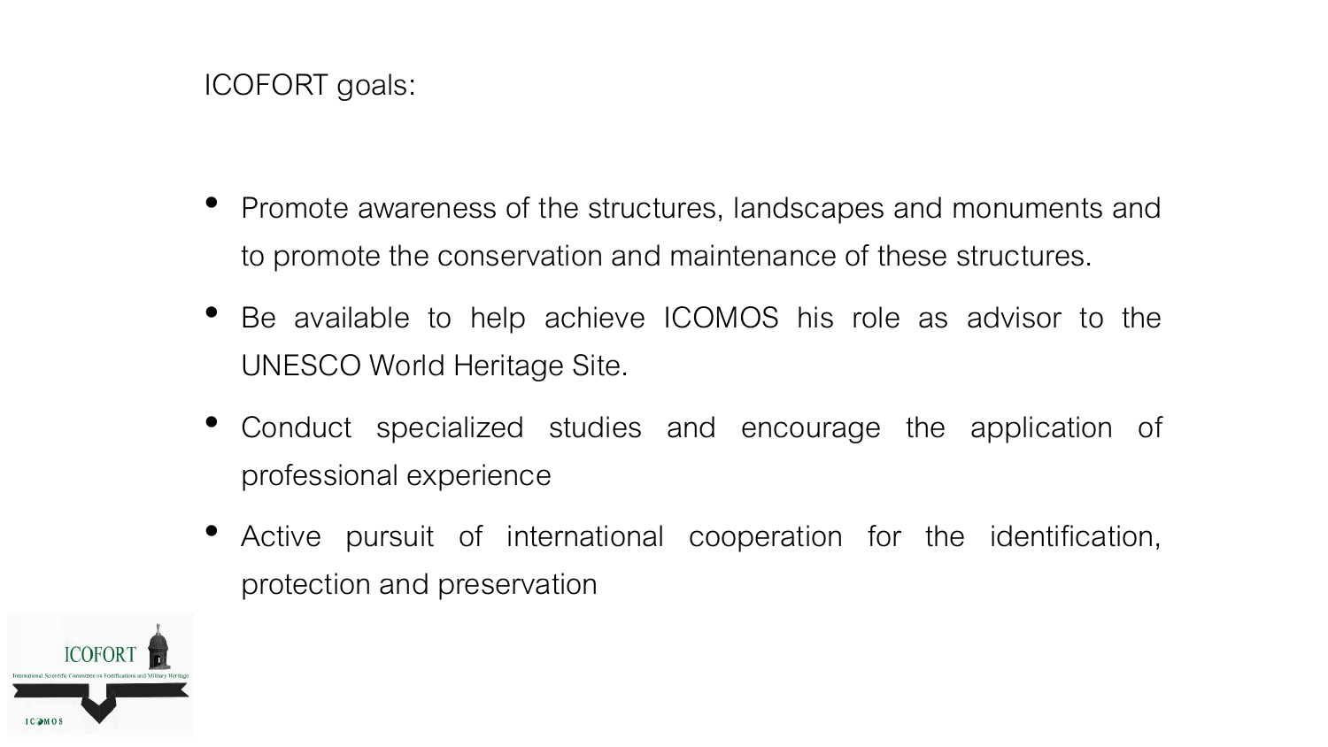ICOFORT goals:

- Promote awareness of the structures, landscapes and monuments and to promote the conservation and maintenance of these structures.
- Be available to help achieve ICOMOS his role as advisor to the UNESCO World Heritage Site.
- Conduct specialized studies and encourage the application of professional experience
- Active pursuit of international cooperation for the identification, protection and preservation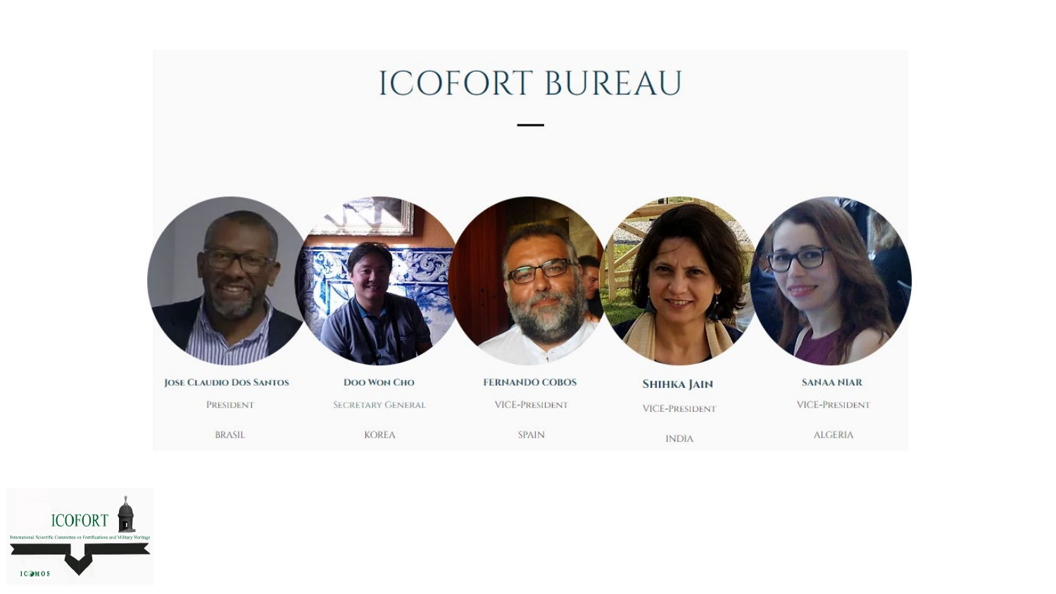# ICOFORT BUREAU

| Name | Role | Country |
| --- | --- | --- |
| JOSE CLAUDIO DOS SANTOS | PRESIDENT | BRASIL |
| DOO WON CHO | SECRETARY GENERAL | KOREA |
| FERNANDO COBOS | VICE-PRESIDENT | SPAIN |
| SHIHKA JAIN | VICE-PRESIDENT | INDIA |
| SANAA NIAR | VICE-PRESIDENT | ALGERIA |

ICOFORT

International Scientific Committee on Fortifications and Military Heritage

ICOMOS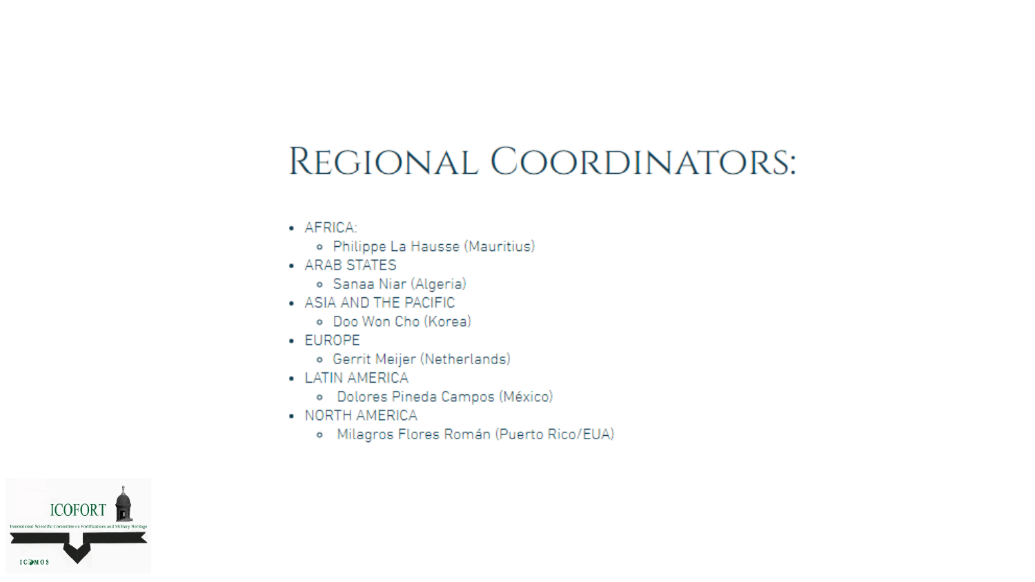# Regional Coordinators:

- AFRICA:
  - Philippe La Hausse (Mauritius)
- ARAB STATES
  - Sanaa Niar (Algeria)
- ASIA AND THE PACIFIC
  - Doo Won Cho (Korea)
- EUROPE
  - Gerrit Meijer (Netherlands)
- LATIN AMERICA
  - Dolores Pineda Campos (México)
- NORTH AMERICA
  - Milagros Flores Román (Puerto Rico/EUA)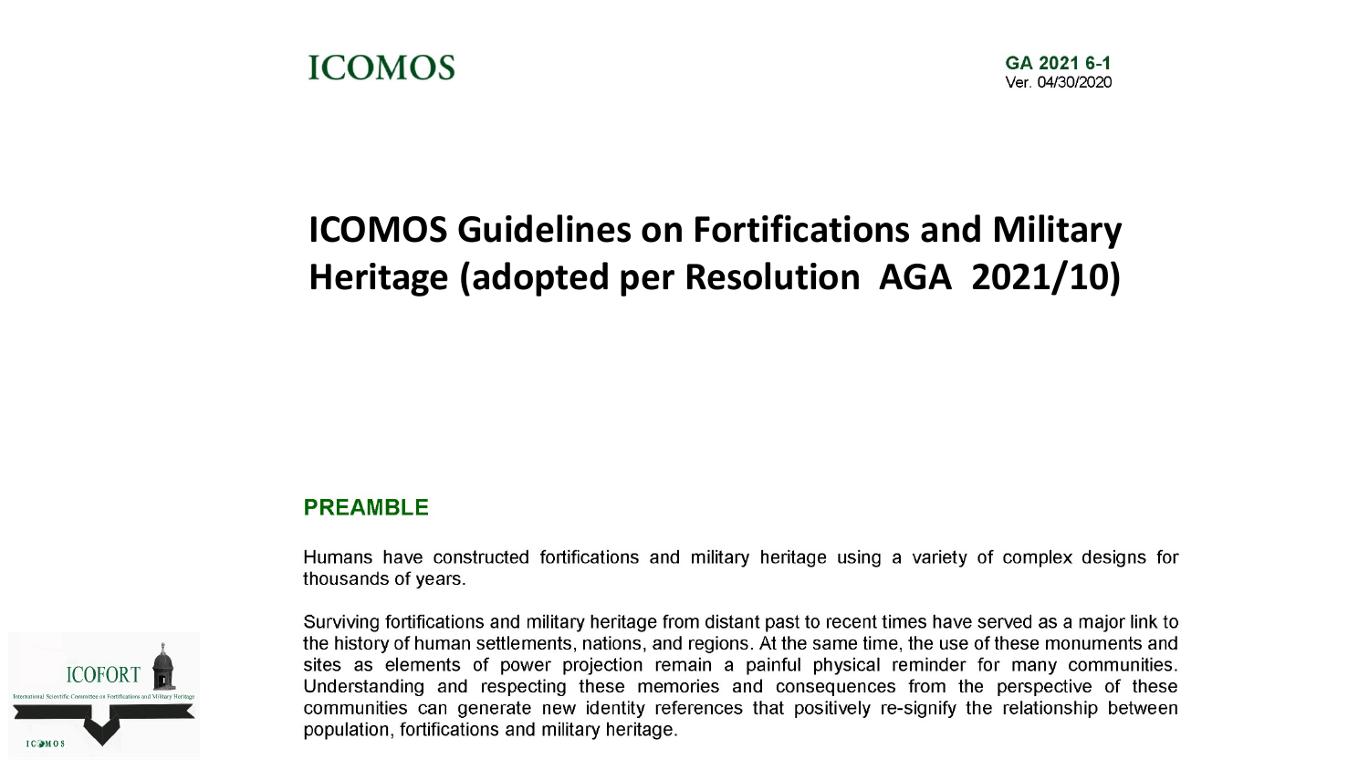ICOMOS

GA 2021 6-1
Ver. 04/30/2020

# ICOMOS Guidelines on Fortifications and Military Heritage (adopted per Resolution AGA 2021/10)

## PREAMBLE

Humans have constructed fortifications and military heritage using a variety of complex designs for thousands of years.

Surviving fortifications and military heritage from distant past to recent times have served as a major link to the history of human settlements, nations, and regions. At the same time, the use of these monuments and sites as elements of power projection remain a painful physical reminder for many communities. Understanding and respecting these memories and consequences from the perspective of these communities can generate new identity references that positively re-signify the relationship between population, fortifications and military heritage.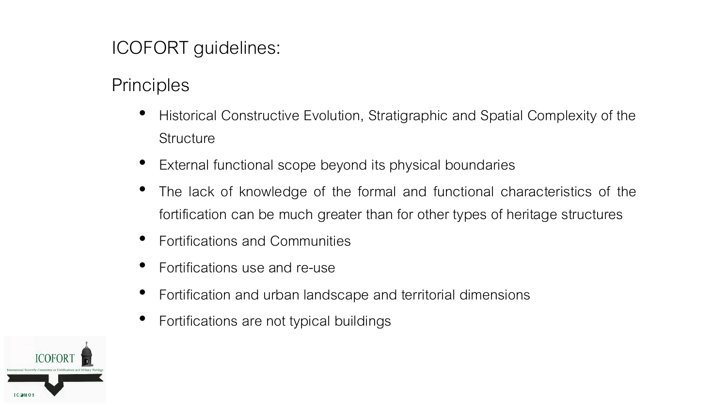# ICOFORT guidelines:

## Principles

- Historical Constructive Evolution, Stratigraphic and Spatial Complexity of the Structure
- External functional scope beyond its physical boundaries
- The lack of knowledge of the formal and functional characteristics of the fortification can be much greater than for other types of heritage structures
- Fortifications and Communities
- Fortifications use and re-use
- Fortification and urban landscape and territorial dimensions
- Fortifications are not typical buildings

ICOFORT

International Scientific Committee on Fortifications and Military Heritage

ICOMOS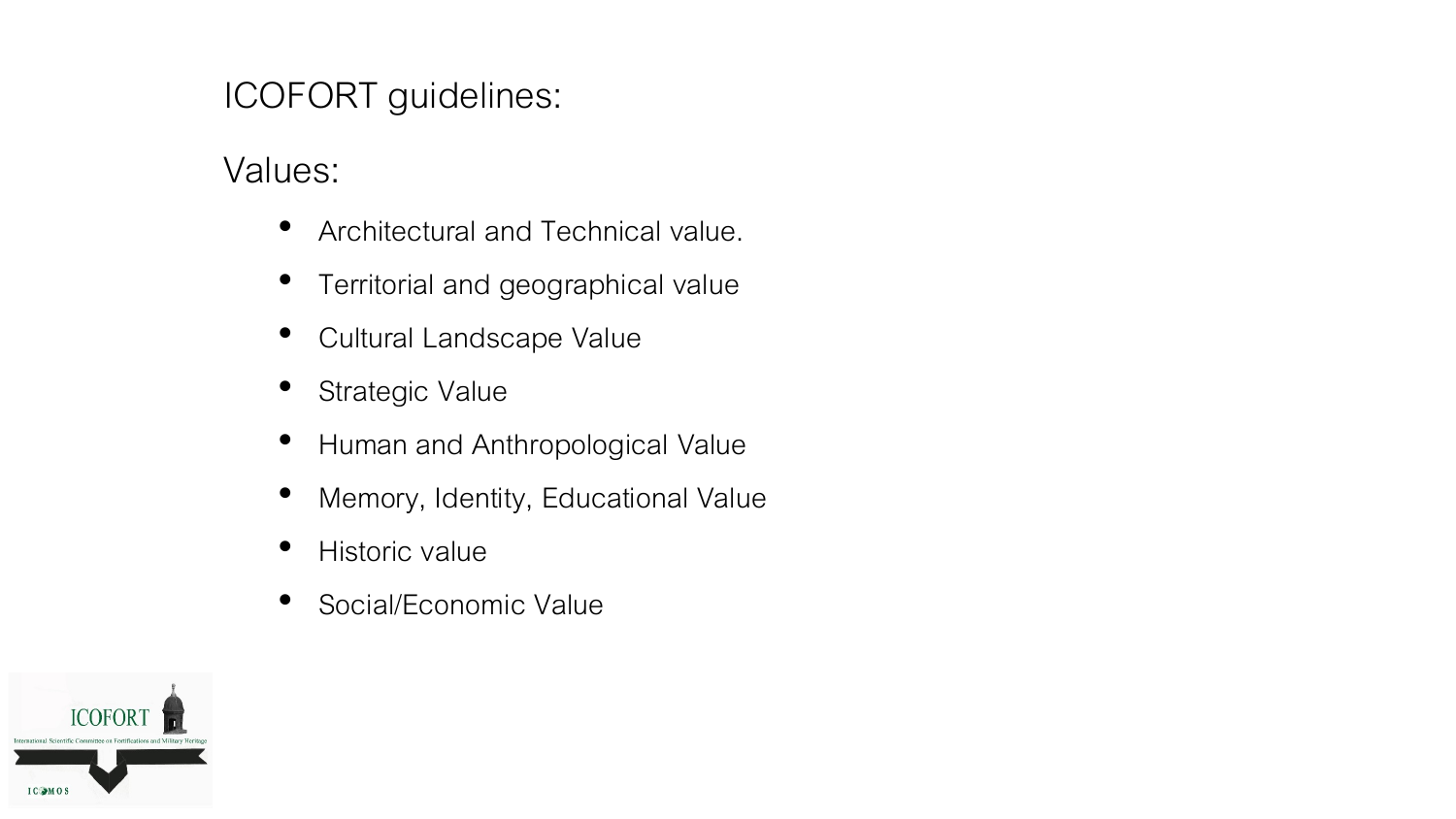ICOFORT guidelines:

Values:

- Architectural and Technical value.
- Territorial and geographical value
- Cultural Landscape Value
- Strategic Value
- Human and Anthropological Value
- Memory, Identity, Educational Value
- Historic value
- Social/Economic Value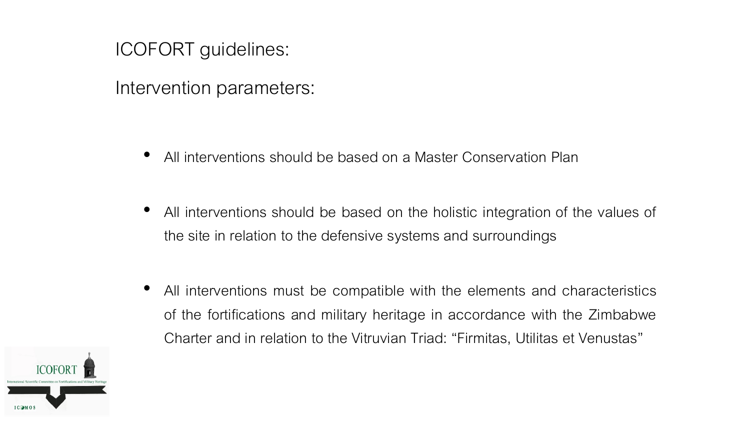## ICOFORT guidelines:

## Intervention parameters:

- All interventions should be based on a Master Conservation Plan
- All interventions should be based on the holistic integration of the values of the site in relation to the defensive systems and surroundings
- All interventions must be compatible with the elements and characteristics of the fortifications and military heritage in accordance with the Zimbabwe Charter and in relation to the Vitruvian Triad: "Firmitas, Utilitas et Venustas"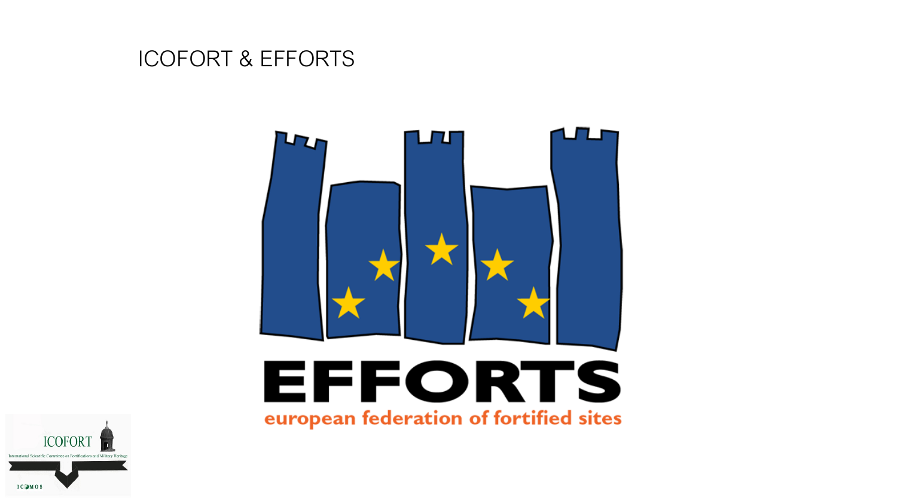# ICOFORT & EFFORTS

EFFORTS

european federation of fortified sites

ICOFORT

International Scientific Committee on Fortifications and Military Heritage

ICOMOS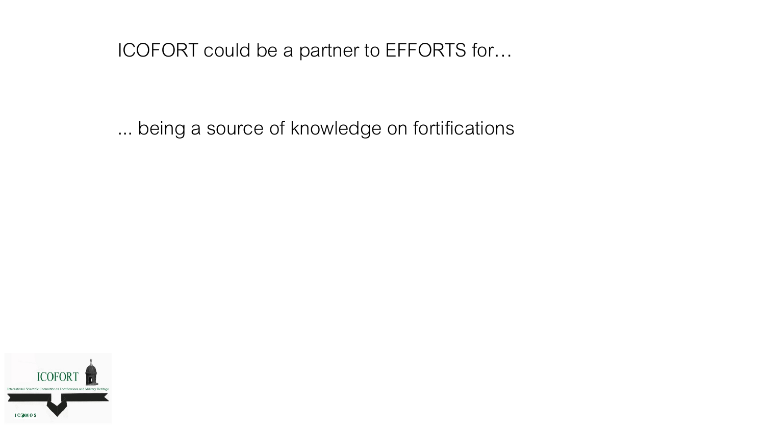ICOFORT could be a partner to EFFORTS for…

... being a source of knowledge on fortifications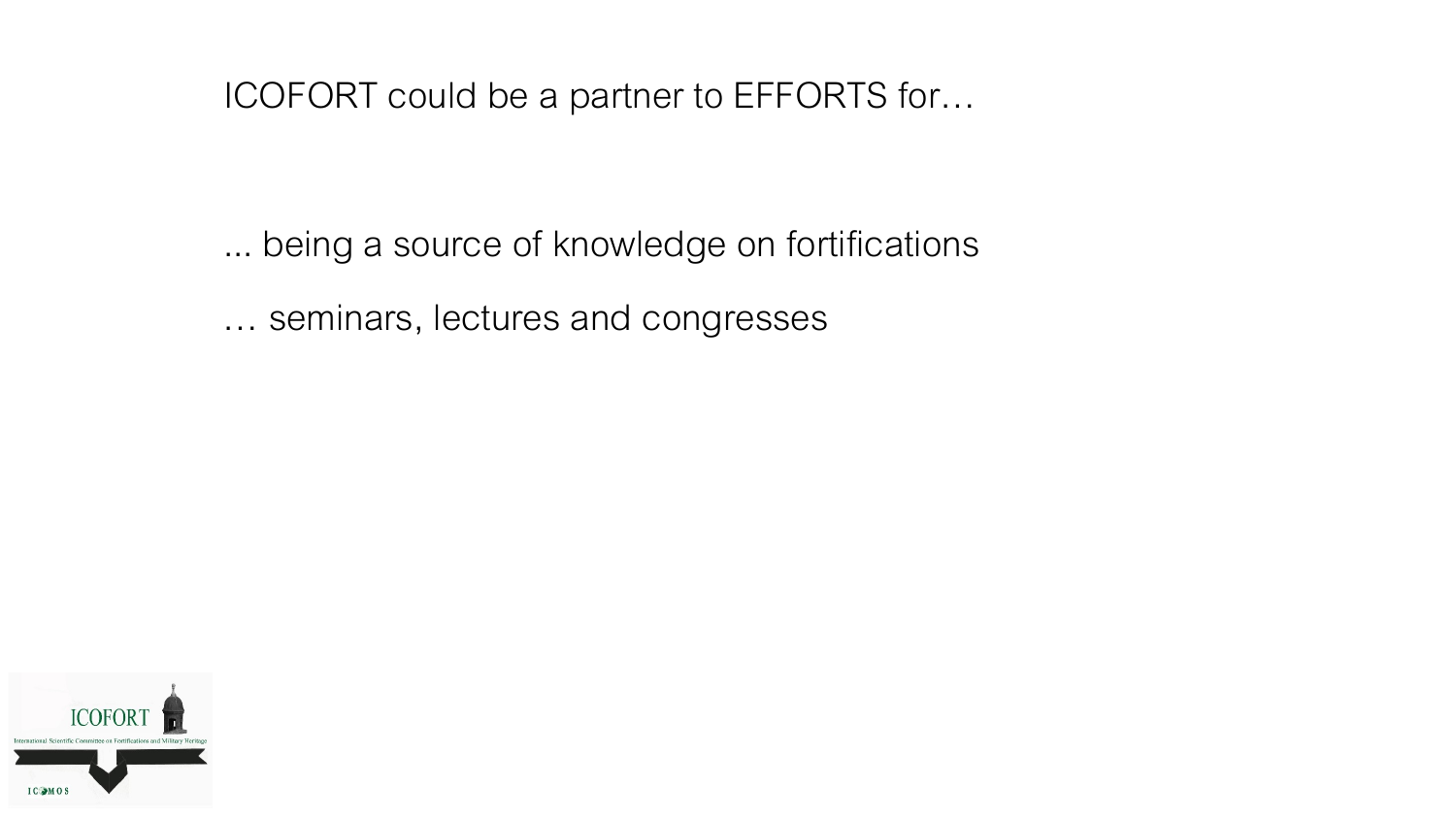ICOFORT could be a partner to EFFORTS for…

... being a source of knowledge on fortifications

… seminars, lectures and congresses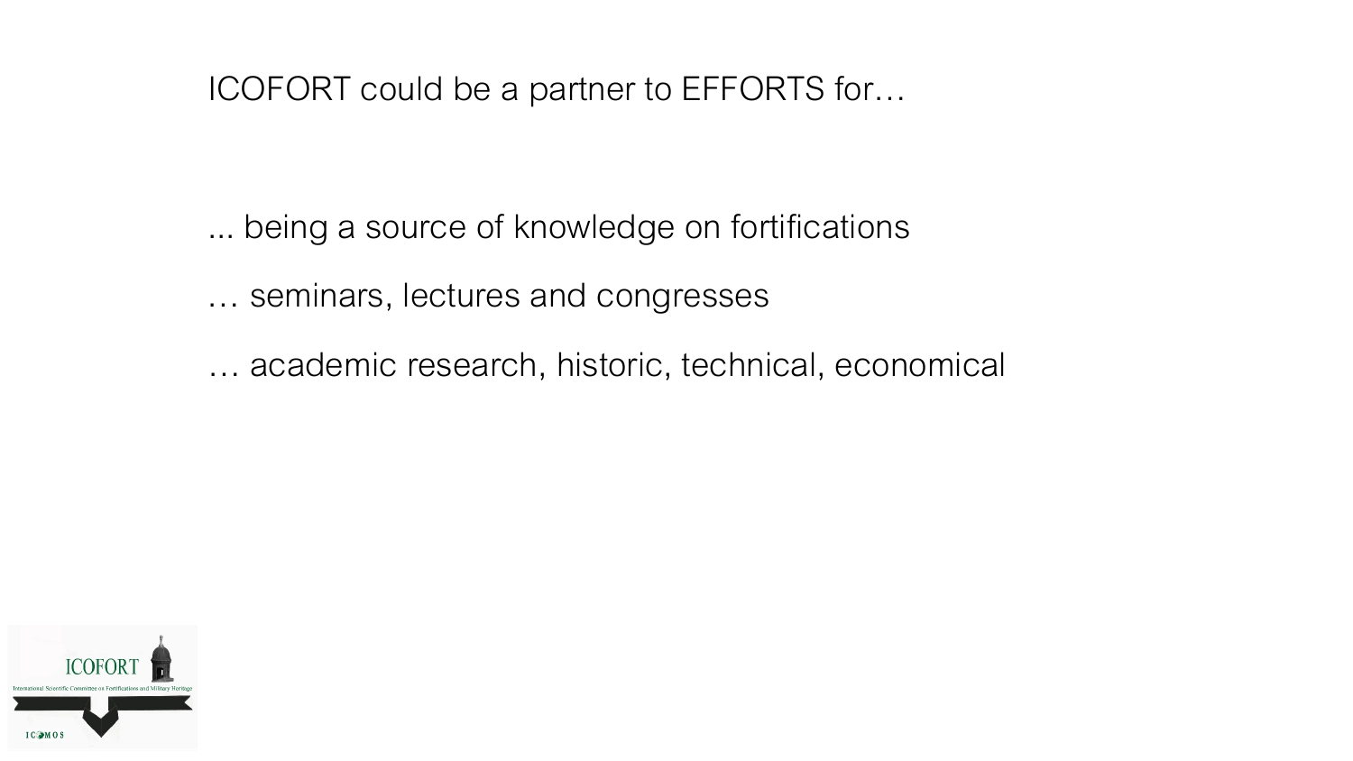ICOFORT could be a partner to EFFORTS for…

... being a source of knowledge on fortifications

… seminars, lectures and congresses

… academic research, historic, technical, economical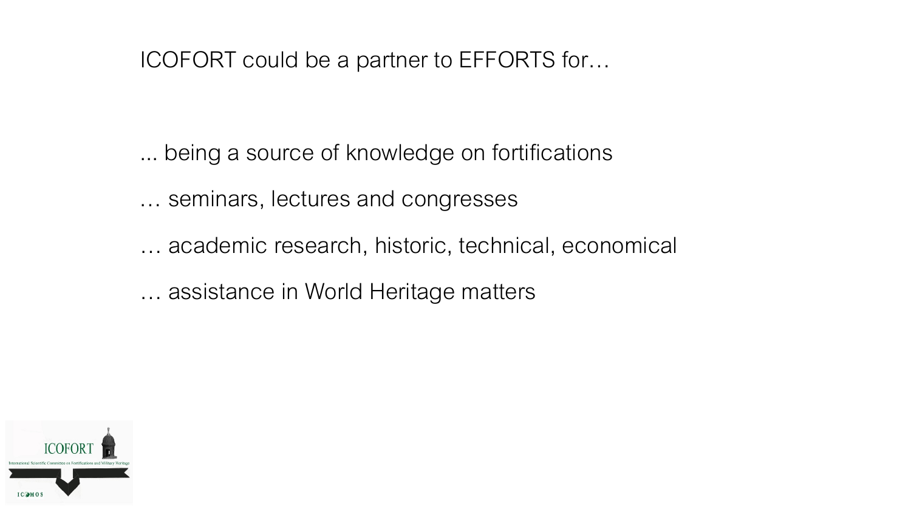ICOFORT could be a partner to EFFORTS for…

... being a source of knowledge on fortifications

… seminars, lectures and congresses

… academic research, historic, technical, economical

… assistance in World Heritage matters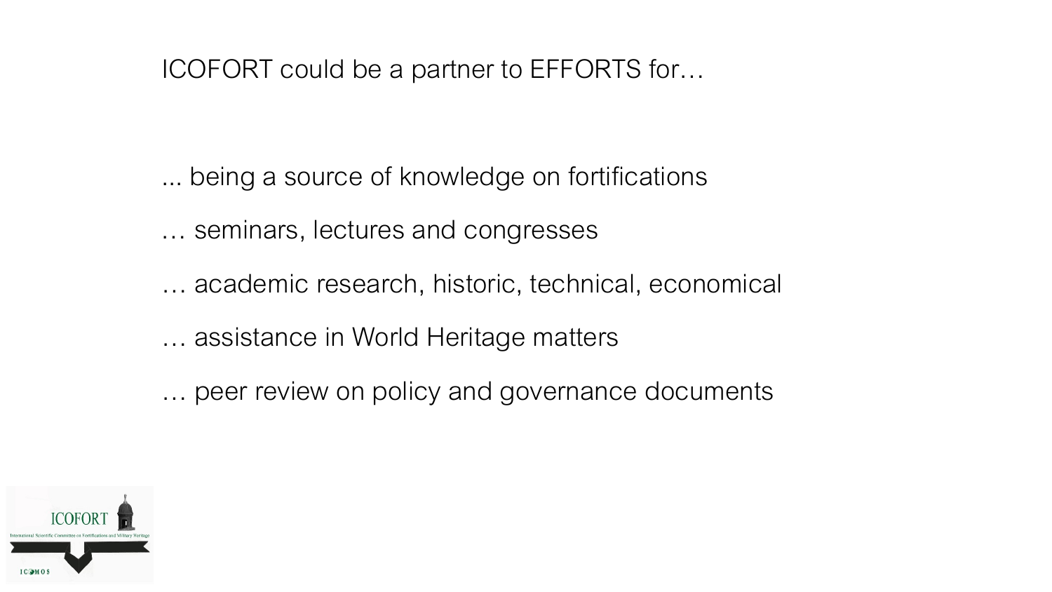ICOFORT could be a partner to EFFORTS for…

... being a source of knowledge on fortifications

… seminars, lectures and congresses

… academic research, historic, technical, economical

… assistance in World Heritage matters

… peer review on policy and governance documents

ICOFORT

International Scientific Committee on Fortifications and Military Heritage

ICOMOS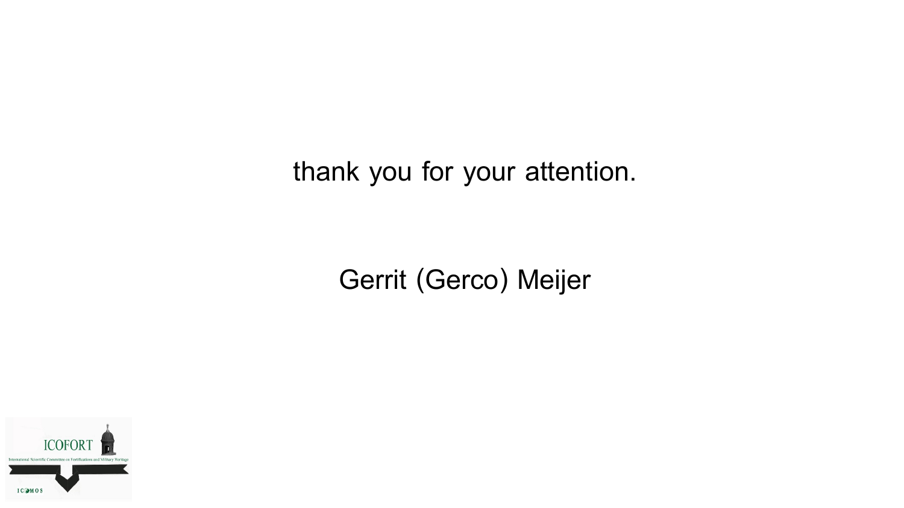thank you for your attention.

Gerrit (Gerco) Meijer

ICOFORT

International Scientific Committee on Fortifications and Military Heritage

ICOMOS